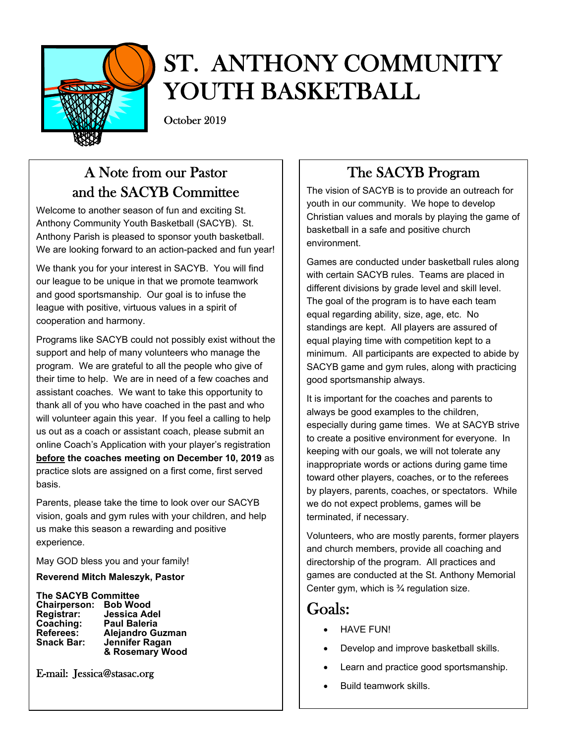# ST. ANTHONY COMMUNITY YOUTH BASKETBALL

October 2019

## A Note from our Pastor and the SACYB Committee

Welcome to another season of fun and exciting St. Anthony Community Youth Basketball (SACYB). St. Anthony Parish is pleased to sponsor youth basketball. We are looking forward to an action-packed and fun year!

We thank you for your interest in SACYB. You will find our league to be unique in that we promote teamwork and good sportsmanship. Our goal is to infuse the league with positive, virtuous values in a spirit of cooperation and harmony.

Programs like SACYB could not possibly exist without the support and help of many volunteers who manage the program. We are grateful to all the people who give of their time to help. We are in need of a few coaches and assistant coaches. We want to take this opportunity to thank all of you who have coached in the past and who will volunteer again this year. If you feel a calling to help us out as a coach or assistant coach, please submit an online Coach's Application with your player's registration **before the coaches meeting on December 10, 2019** as practice slots are assigned on a first come, first served basis.

Parents, please take the time to look over our SACYB vision, goals and gym rules with your children, and help us make this season a rewarding and positive experience.

May GOD bless you and your family!

**Reverend Mitch Maleszyk, Pastor**

**The SACYB Committee**

| | |
|---|---|
| **Chairperson:** | **Bob Wood** |
| **Registrar:** | **Jessica Adel** |
| **Coaching:** | **Paul Baleria** |
| **Referees:** | **Alejandro Guzman** |
| **Snack Bar:** | **Jennifer Ragan & Rosemary Wood** |

E-mail: Jessica@stasac.org

## The SACYB Program

The vision of SACYB is to provide an outreach for youth in our community. We hope to develop Christian values and morals by playing the game of basketball in a safe and positive church environment.

Games are conducted under basketball rules along with certain SACYB rules. Teams are placed in different divisions by grade level and skill level. The goal of the program is to have each team equal regarding ability, size, age, etc. No standings are kept. All players are assured of equal playing time with competition kept to a minimum. All participants are expected to abide by SACYB game and gym rules, along with practicing good sportsmanship always.

It is important for the coaches and parents to always be good examples to the children, especially during game times. We at SACYB strive to create a positive environment for everyone. In keeping with our goals, we will not tolerate any inappropriate words or actions during game time toward other players, coaches, or to the referees by players, parents, coaches, or spectators. While we do not expect problems, games will be terminated, if necessary.

Volunteers, who are mostly parents, former players and church members, provide all coaching and directorship of the program. All practices and games are conducted at the St. Anthony Memorial Center gym, which is ¾ regulation size.

## Goals:

- HAVE FUN!
- Develop and improve basketball skills.
- Learn and practice good sportsmanship.
- Build teamwork skills.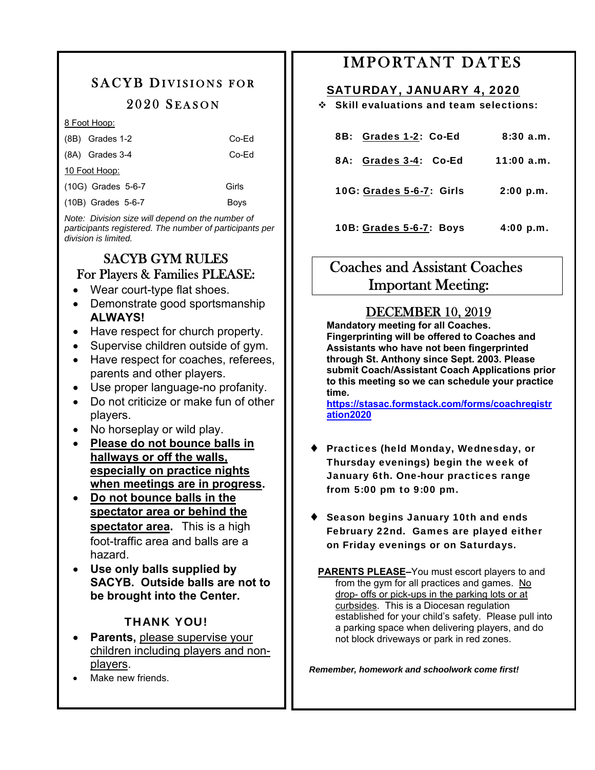## SACYB DIVISIONS FOR 2020 SEASON

8 Foot Hoop:

| | | |
|---|---|---|
| (8B) | Grades 1-2 | Co-Ed |
| (8A) | Grades 3-4 | Co-Ed |

10 Foot Hoop:

| | | |
|---|---|---|
| (10G) | Grades 5-6-7 | Girls |
| (10B) | Grades 5-6-7 | Boys |

*Note: Division size will depend on the number of participants registered. The number of participants per division is limited.*

## SACYB GYM RULES

### For Players & Families PLEASE:

- Wear court-type flat shoes.
- Demonstrate good sportsmanship **ALWAYS!**
- Have respect for church property.
- Supervise children outside of gym.
- Have respect for coaches, referees, parents and other players.
- Use proper language-no profanity.
- Do not criticize or make fun of other players.
- No horseplay or wild play.
- **Please do not bounce balls in hallways or off the walls, especially on practice nights when meetings are in progress.**
- **Do not bounce balls in the spectator area or behind the spectator area.** This is a high foot-traffic area and balls are a hazard.
- **Use only balls supplied by SACYB. Outside balls are not to be brought into the Center.**

**THANK YOU!**

- **Parents,** please supervise your children including players and non-players.
- Make new friends.

## IMPORTANT DATES

### SATURDAY, JANUARY 4, 2020

- **Skill evaluations and team selections:**

| | | |
|---|---|---|
| **8B:** | **Grades 1-2: Co-Ed** | **8:30 a.m.** |
| **8A:** | **Grades 3-4: Co-Ed** | **11:00 a.m.** |
| **10G:** | **Grades 5-6-7: Girls** | **2:00 p.m.** |
| **10B:** | **Grades 5-6-7: Boys** | **4:00 p.m.** |

### Coaches and Assistant Coaches Important Meeting:

### DECEMBER 10, 2019

**Mandatory meeting for all Coaches. Fingerprinting will be offered to Coaches and Assistants who have not been fingerprinted through St. Anthony since Sept. 2003. Please submit Coach/Assistant Coach Applications prior to this meeting so we can schedule your practice time.**

**https://stasac.formstack.com/forms/coachregistration2020**

- **Practices (held Monday, Wednesday, or Thursday evenings) begin the week of January 6th. One-hour practices range from 5:00 pm to 9:00 pm.**
- **Season begins January 10th and ends February 22nd. Games are played either on Friday evenings or on Saturdays.**

**PARENTS PLEASE**–You must escort players to and from the gym for all practices and games. No drop- offs or pick-ups in the parking lots or at curbsides. This is a Diocesan regulation established for your child's safety. Please pull into a parking space when delivering players, and do not block driveways or park in red zones.

***Remember, homework and schoolwork come first!***